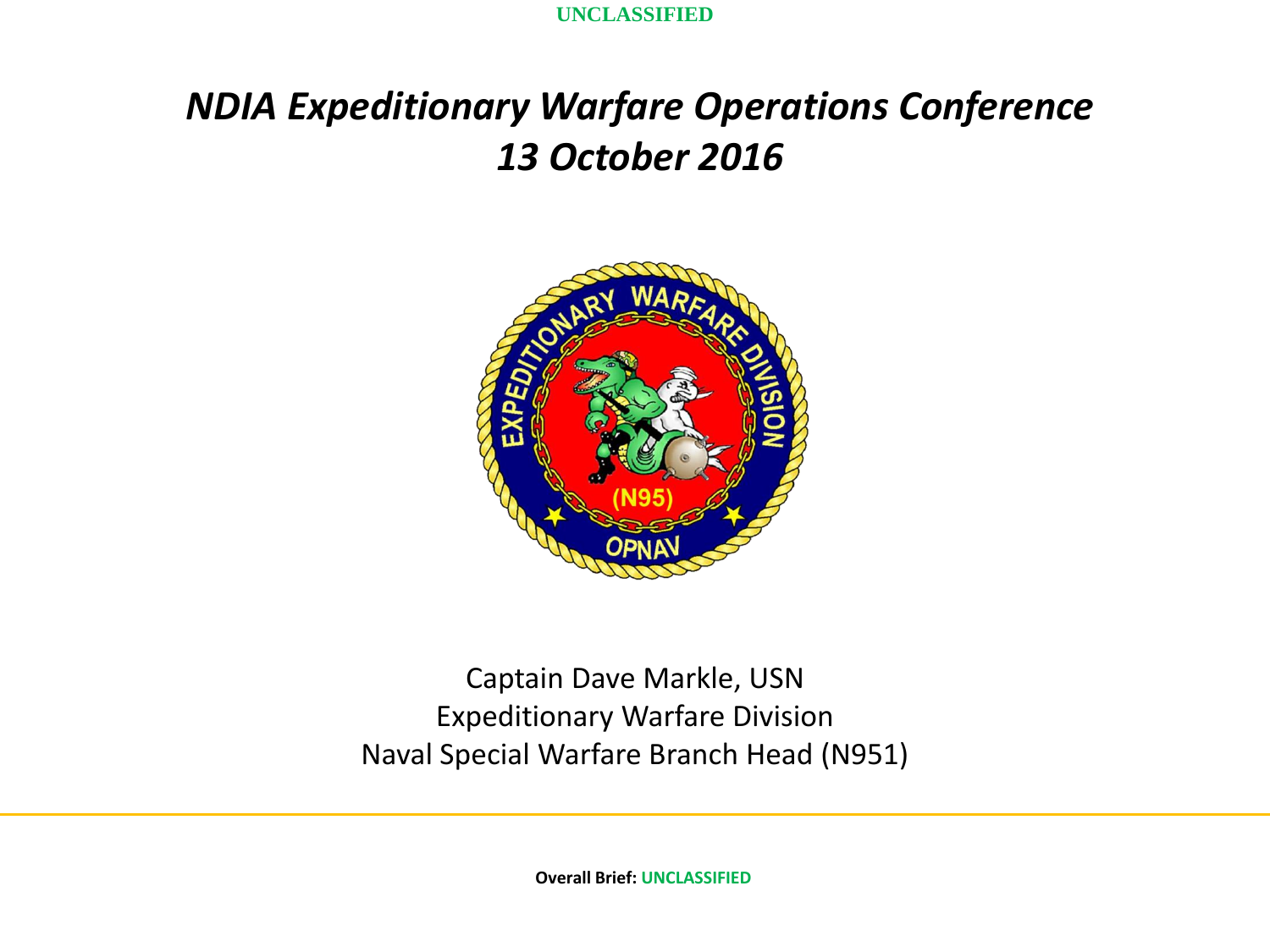UNCLASSIFIED

# *NDIA Expeditionary Warfare Operations Conference*
# *13 October 2016*

Captain Dave Markle, USN
Expeditionary Warfare Division
Naval Special Warfare Branch Head (N951)

**Overall Brief:** UNCLASSIFIED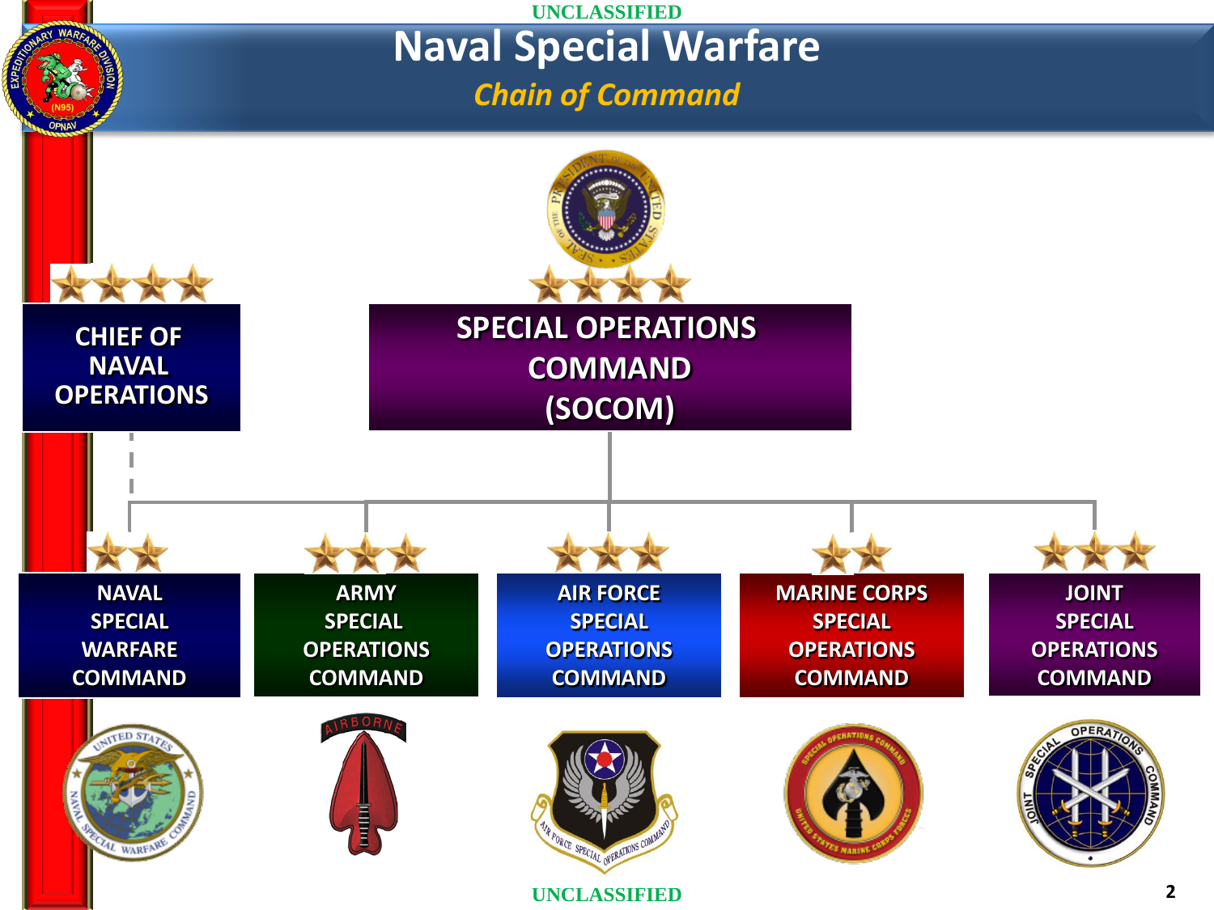UNCLASSIFIED

# Naval Special Warfare

## *Chain of Command*

**SPECIAL OPERATIONS COMMAND (SOCOM)**

**CHIEF OF NAVAL OPERATIONS**

- **NAVAL SPECIAL WARFARE COMMAND**
- **ARMY SPECIAL OPERATIONS COMMAND**
- **AIR FORCE SPECIAL OPERATIONS COMMAND**
- **MARINE CORPS SPECIAL OPERATIONS COMMAND**
- **JOINT SPECIAL OPERATIONS COMMAND**

UNCLASSIFIED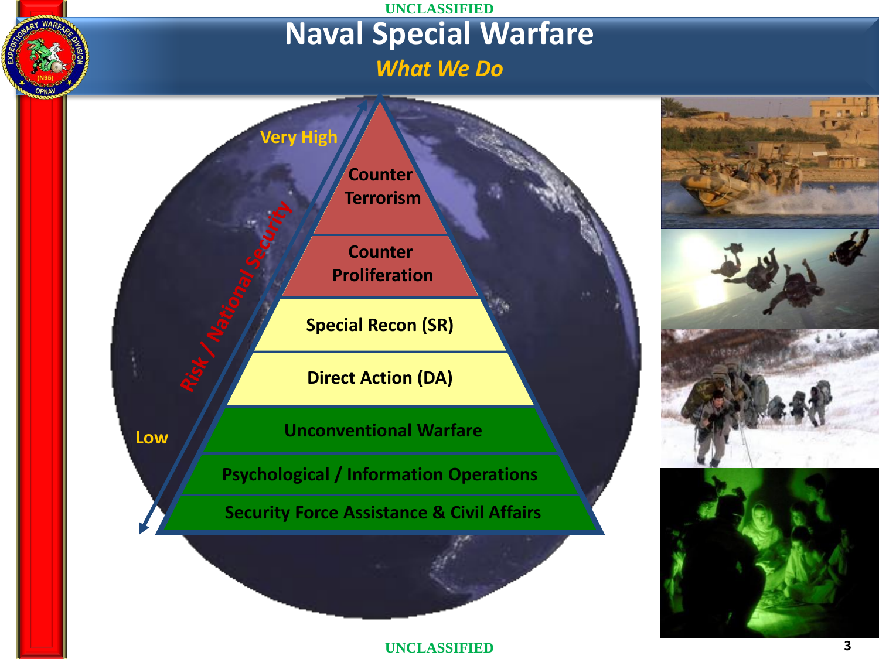# Naval Special Warfare

*What We Do*

Very High

Risk / National Security

Low

- Counter Terrorism
- Counter Proliferation
- Special Recon (SR)
- Direct Action (DA)
- Unconventional Warfare
- Psychological / Information Operations
- Security Force Assistance & Civil Affairs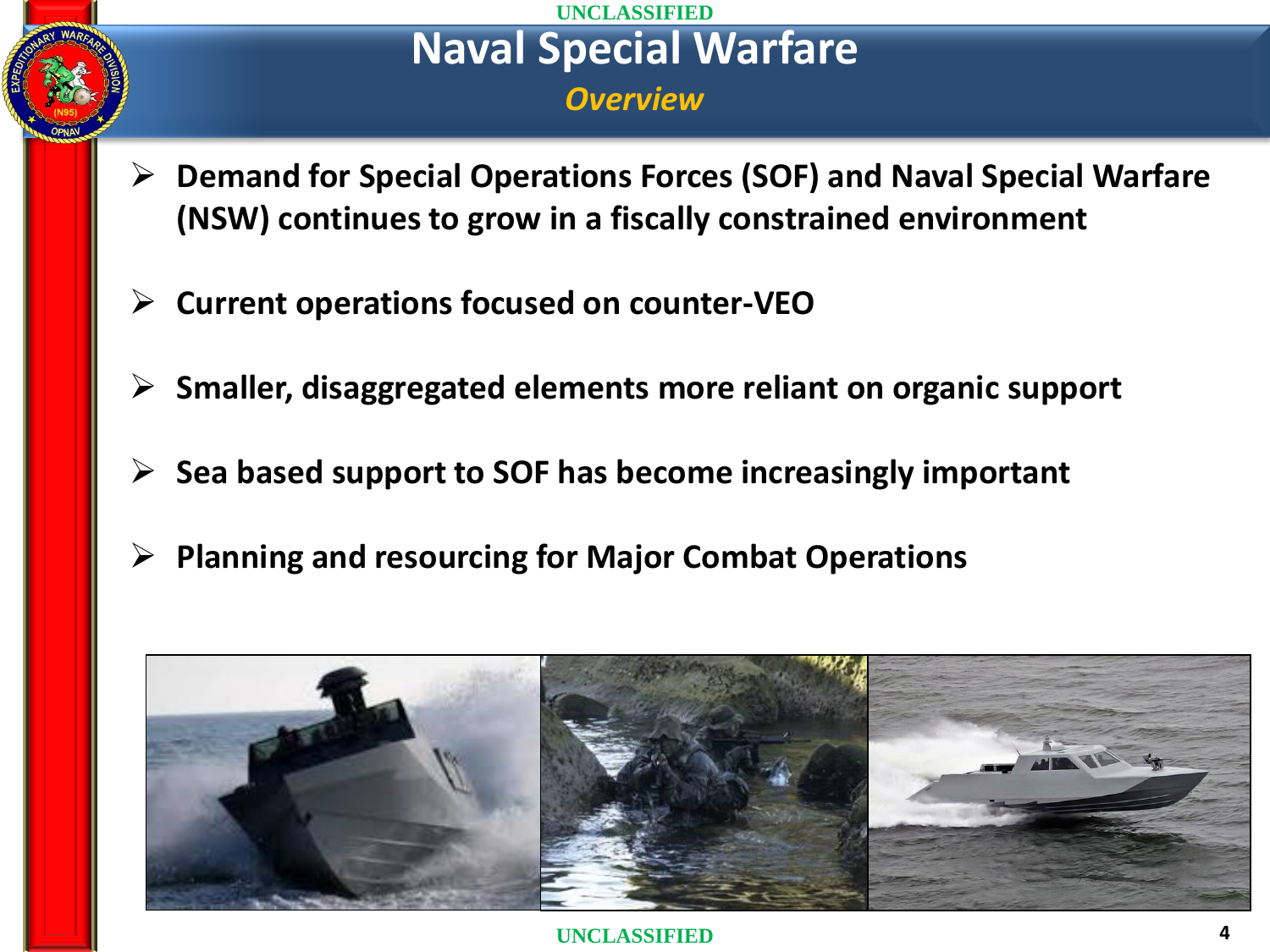# Naval Special Warfare

## *Overview*

- **Demand for Special Operations Forces (SOF) and Naval Special Warfare (NSW) continues to grow in a fiscally constrained environment**
- **Current operations focused on counter-VEO**
- **Smaller, disaggregated elements more reliant on organic support**
- **Sea based support to SOF has become increasingly important**
- **Planning and resourcing for Major Combat Operations**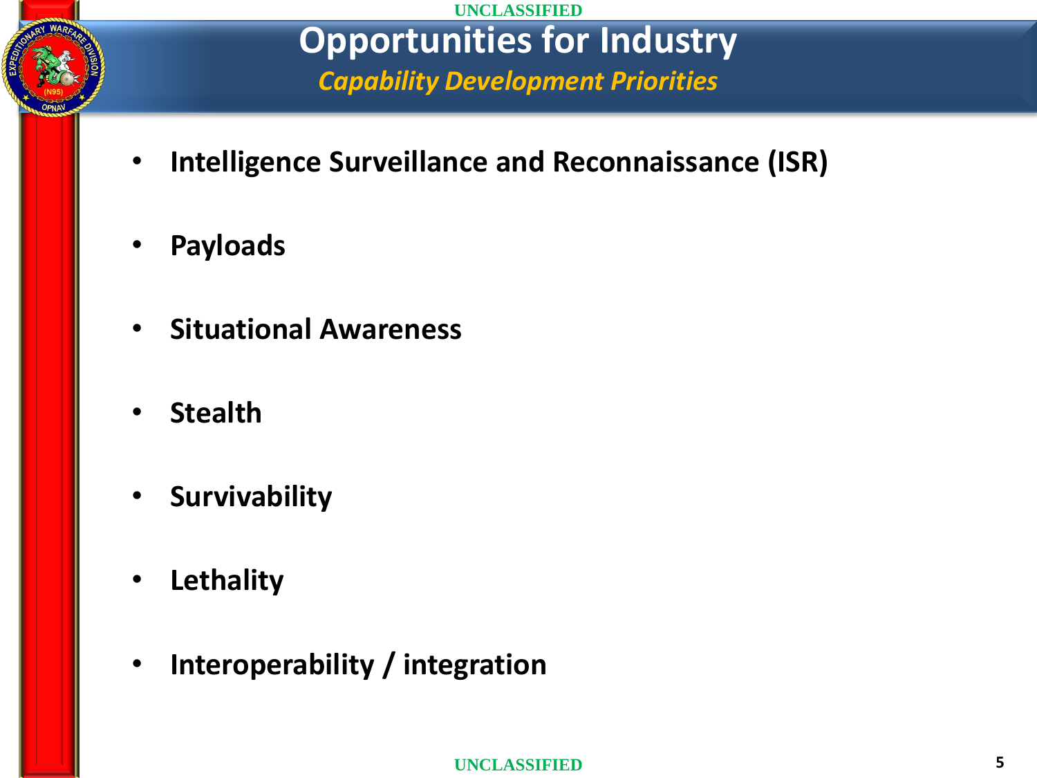# Opportunities for Industry

## *Capability Development Priorities*

- **Intelligence Surveillance and Reconnaissance (ISR)**
- **Payloads**
- **Situational Awareness**
- **Stealth**
- **Survivability**
- **Lethality**
- **Interoperability / integration**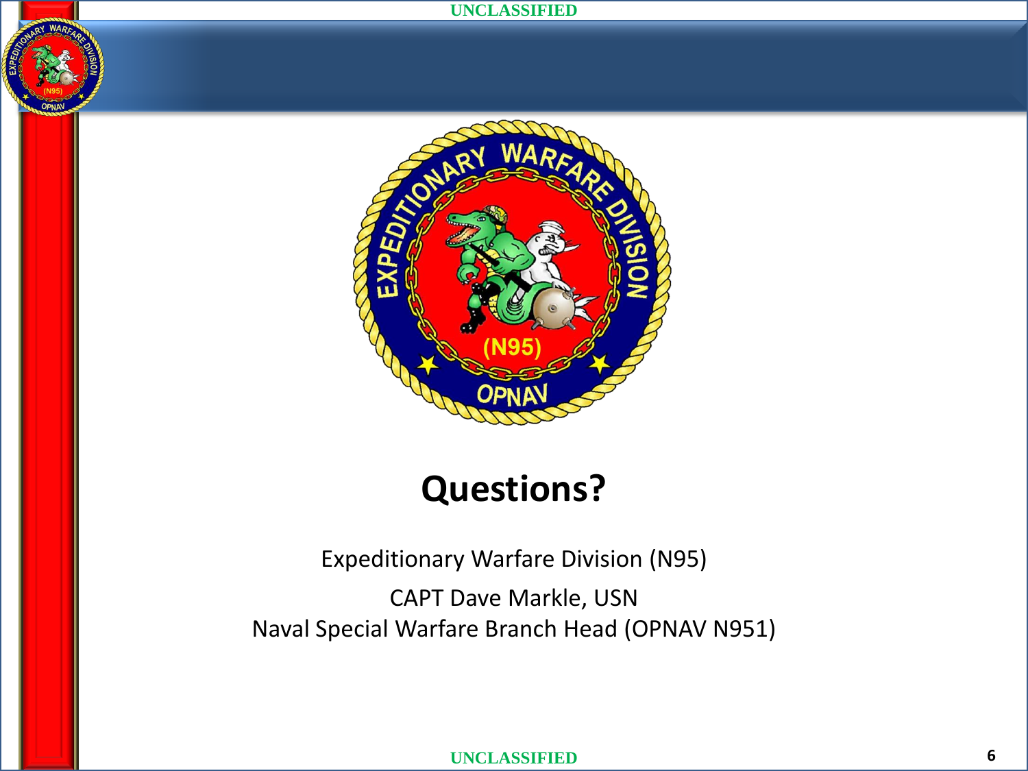# Questions?

Expeditionary Warfare Division (N95)

CAPT Dave Markle, USN
Naval Special Warfare Branch Head (OPNAV N951)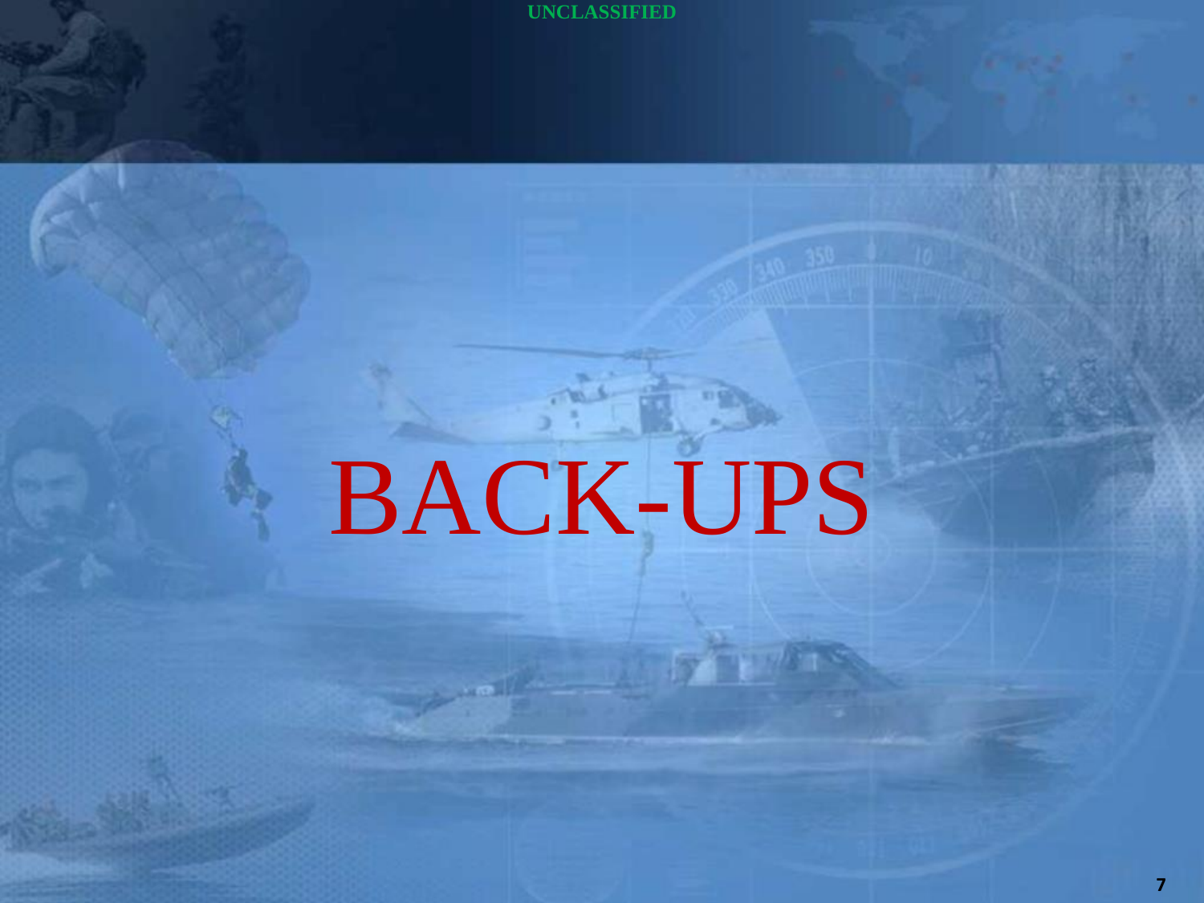UNCLASSIFIED

# BACK-UPS